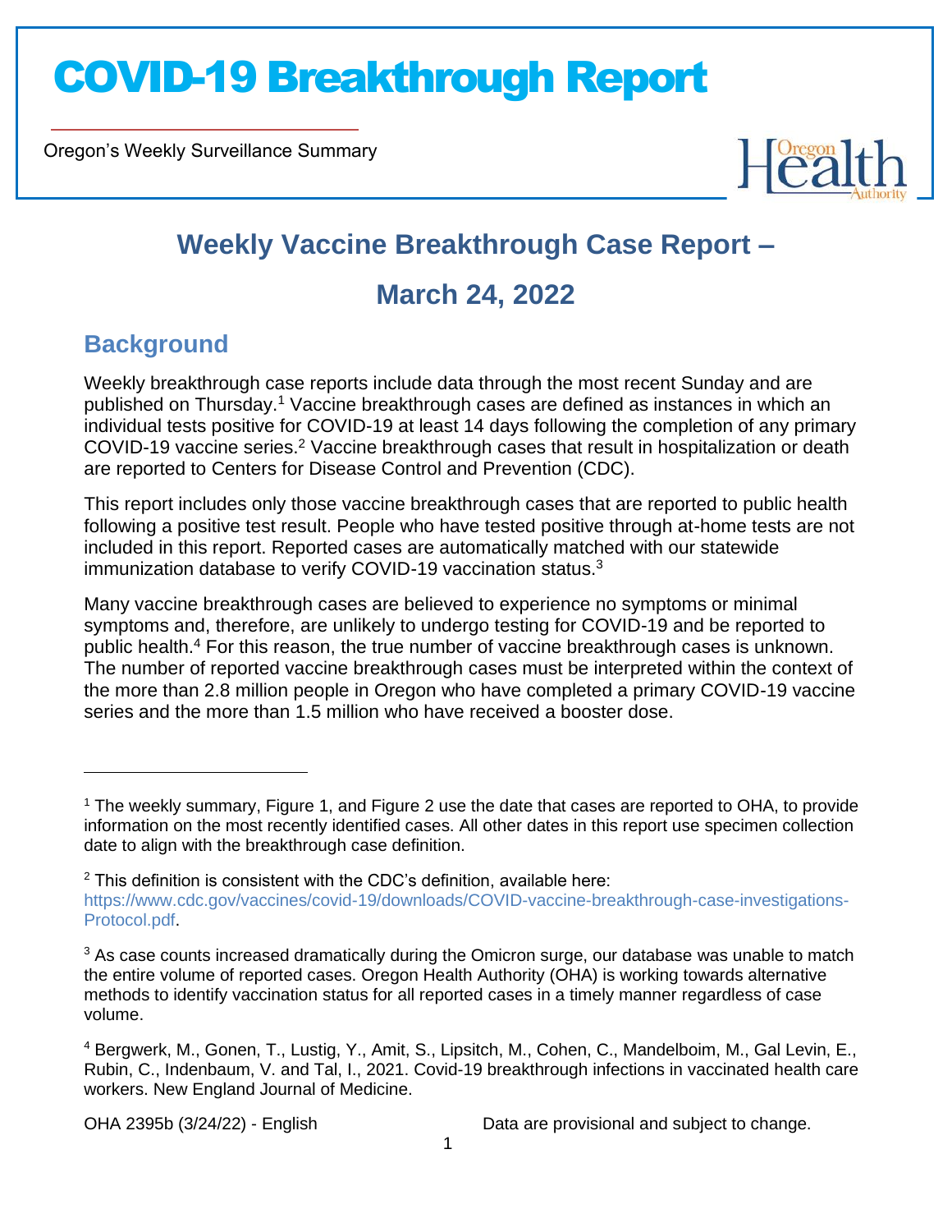# COVID-19 Breakthrough Report

Oregon's Weekly Surveillance Summary

## Weekly Vaccine Breakthrough Case Report – March 24, 2022

### Background

Weekly breakthrough case reports include data through the most recent Sunday and are published on Thursday.[1] Vaccine breakthrough cases are defined as instances in which an individual tests positive for COVID-19 at least 14 days following the completion of any primary COVID-19 vaccine series.[2] Vaccine breakthrough cases that result in hospitalization or death are reported to Centers for Disease Control and Prevention (CDC).

This report includes only those vaccine breakthrough cases that are reported to public health following a positive test result. People who have tested positive through at-home tests are not included in this report. Reported cases are automatically matched with our statewide immunization database to verify COVID-19 vaccination status.[3]

Many vaccine breakthrough cases are believed to experience no symptoms or minimal symptoms and, therefore, are unlikely to undergo testing for COVID-19 and be reported to public health.[4] For this reason, the true number of vaccine breakthrough cases is unknown. The number of reported vaccine breakthrough cases must be interpreted within the context of the more than 2.8 million people in Oregon who have completed a primary COVID-19 vaccine series and the more than 1.5 million who have received a booster dose.

---

[1] The weekly summary, Figure 1, and Figure 2 use the date that cases are reported to OHA, to provide information on the most recently identified cases. All other dates in this report use specimen collection date to align with the breakthrough case definition.

[2] This definition is consistent with the CDC's definition, available here: https://www.cdc.gov/vaccines/covid-19/downloads/COVID-vaccine-breakthrough-case-investigations-Protocol.pdf.

[3] As case counts increased dramatically during the Omicron surge, our database was unable to match the entire volume of reported cases. Oregon Health Authority (OHA) is working towards alternative methods to identify vaccination status for all reported cases in a timely manner regardless of case volume.

[4] Bergwerk, M., Gonen, T., Lustig, Y., Amit, S., Lipsitch, M., Cohen, C., Mandelboim, M., Gal Levin, E., Rubin, C., Indenbaum, V. and Tal, I., 2021. Covid-19 breakthrough infections in vaccinated health care workers. New England Journal of Medicine.

OHA 2395b (3/24/22) - English

Data are provisional and subject to change.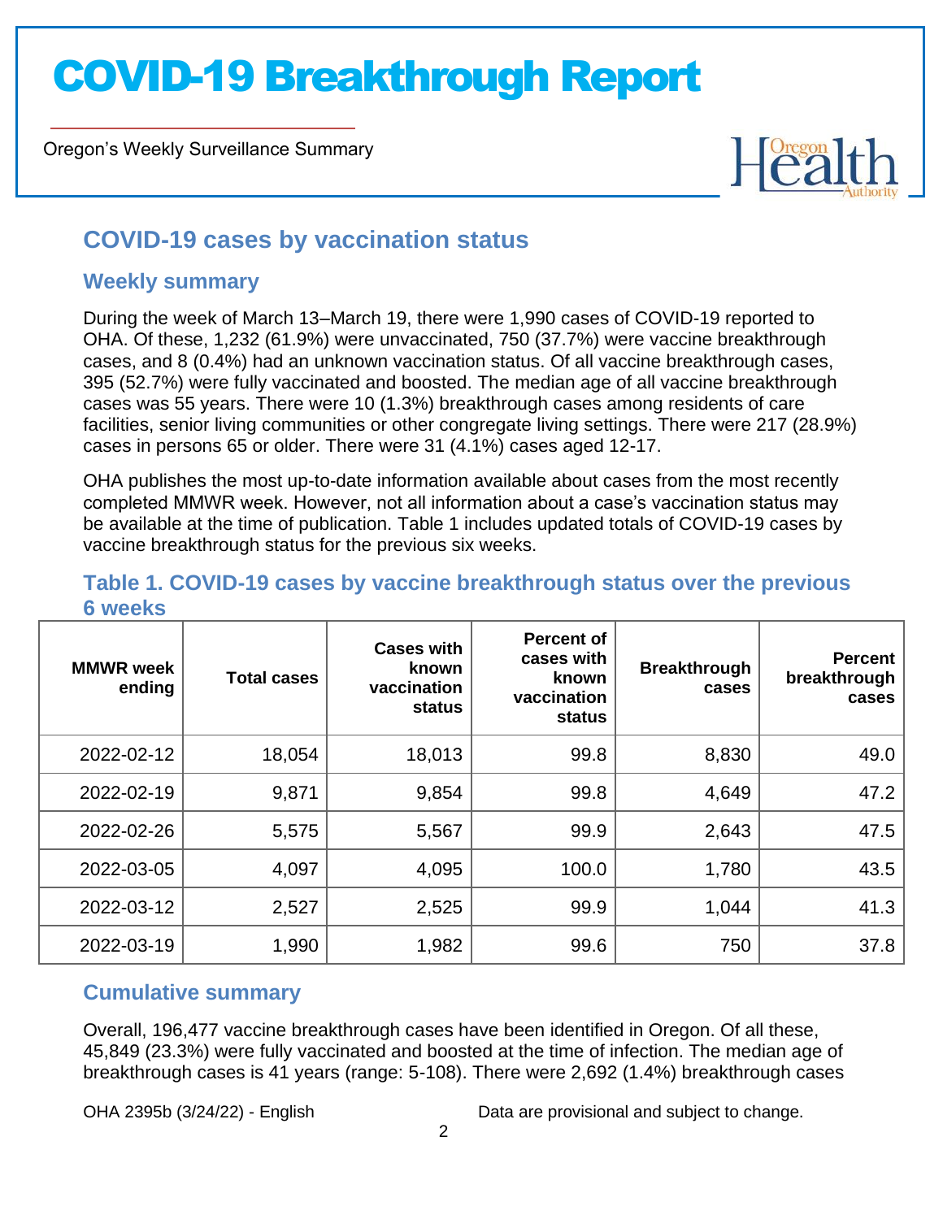## COVID-19 cases by vaccination status

### Weekly summary

During the week of March 13–March 19, there were 1,990 cases of COVID-19 reported to OHA. Of these, 1,232 (61.9%) were unvaccinated, 750 (37.7%) were vaccine breakthrough cases, and 8 (0.4%) had an unknown vaccination status. Of all vaccine breakthrough cases, 395 (52.7%) were fully vaccinated and boosted. The median age of all vaccine breakthrough cases was 55 years. There were 10 (1.3%) breakthrough cases among residents of care facilities, senior living communities or other congregate living settings. There were 217 (28.9%) cases in persons 65 or older. There were 31 (4.1%) cases aged 12-17.

OHA publishes the most up-to-date information available about cases from the most recently completed MMWR week. However, not all information about a case's vaccination status may be available at the time of publication. Table 1 includes updated totals of COVID-19 cases by vaccine breakthrough status for the previous six weeks.

### Table 1. COVID-19 cases by vaccine breakthrough status over the previous 6 weeks

| MMWR week ending | Total cases | Cases with known vaccination status | Percent of cases with known vaccination status | Breakthrough cases | Percent breakthrough cases |
|---|---|---|---|---|---|
| 2022-02-12 | 18,054 | 18,013 | 99.8 | 8,830 | 49.0 |
| 2022-02-19 | 9,871 | 9,854 | 99.8 | 4,649 | 47.2 |
| 2022-02-26 | 5,575 | 5,567 | 99.9 | 2,643 | 47.5 |
| 2022-03-05 | 4,097 | 4,095 | 100.0 | 1,780 | 43.5 |
| 2022-03-12 | 2,527 | 2,525 | 99.9 | 1,044 | 41.3 |
| 2022-03-19 | 1,990 | 1,982 | 99.6 | 750 | 37.8 |

### Cumulative summary

Overall, 196,477 vaccine breakthrough cases have been identified in Oregon. Of all these, 45,849 (23.3%) were fully vaccinated and boosted at the time of infection. The median age of breakthrough cases is 41 years (range: 5-108). There were 2,692 (1.4%) breakthrough cases

OHA 2395b (3/24/22) - English

Data are provisional and subject to change.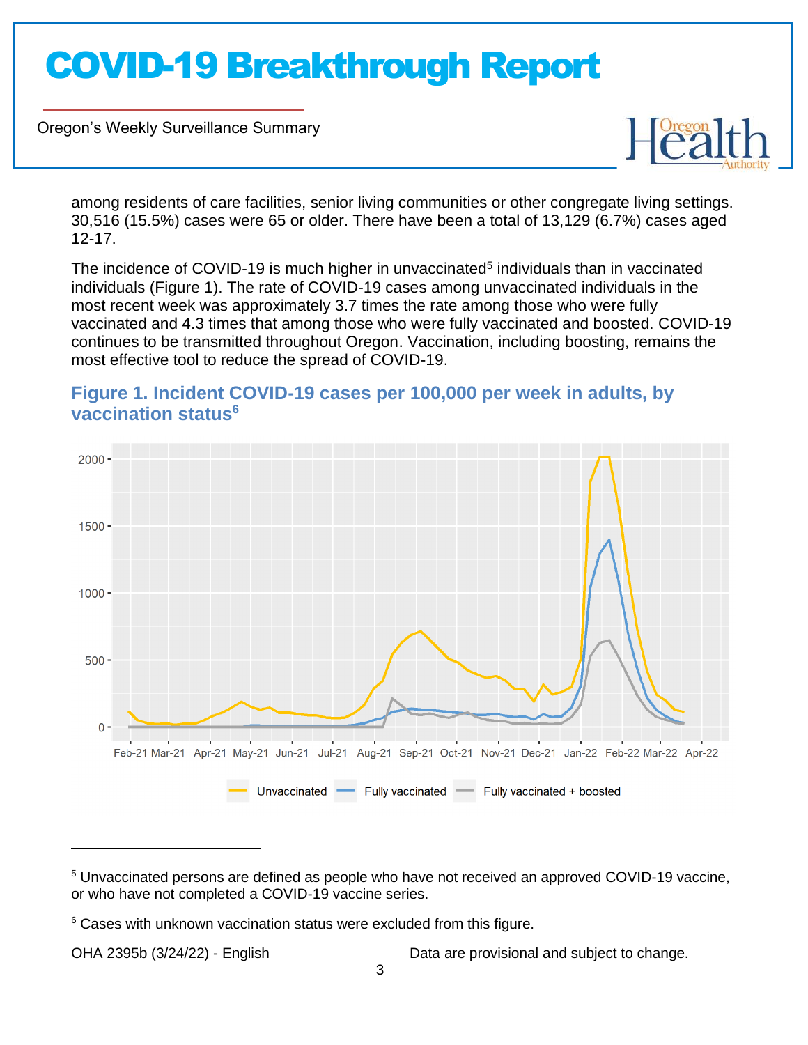among residents of care facilities, senior living communities or other congregate living settings. 30,516 (15.5%) cases were 65 or older. There have been a total of 13,129 (6.7%) cases aged 12-17.

The incidence of COVID-19 is much higher in unvaccinated[5] individuals than in vaccinated individuals (Figure 1). The rate of COVID-19 cases among unvaccinated individuals in the most recent week was approximately 3.7 times the rate among those who were fully vaccinated and 4.3 times that among those who were fully vaccinated and boosted. COVID-19 continues to be transmitted throughout Oregon. Vaccination, including boosting, remains the most effective tool to reduce the spread of COVID-19.

## Figure 1. Incident COVID-19 cases per 100,000 per week in adults, by vaccination status[6]

[5] Unvaccinated persons are defined as people who have not received an approved COVID-19 vaccine, or who have not completed a COVID-19 vaccine series.

[6] Cases with unknown vaccination status were excluded from this figure.

OHA 2395b (3/24/22) - English

Data are provisional and subject to change.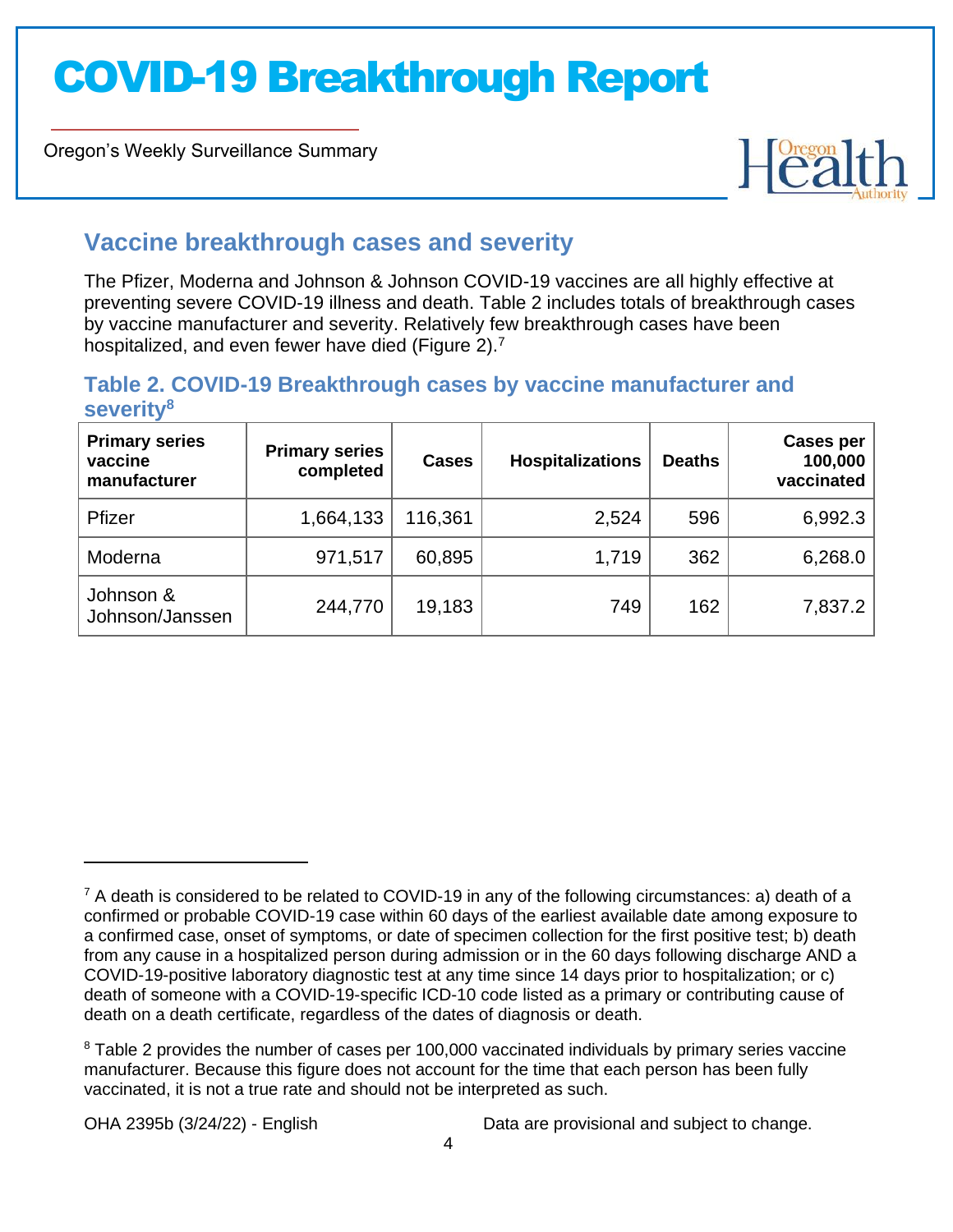## Vaccine breakthrough cases and severity

The Pfizer, Moderna and Johnson & Johnson COVID-19 vaccines are all highly effective at preventing severe COVID-19 illness and death. Table 2 includes totals of breakthrough cases by vaccine manufacturer and severity. Relatively few breakthrough cases have been hospitalized, and even fewer have died (Figure 2).[7]

### Table 2. COVID-19 Breakthrough cases by vaccine manufacturer and severity[8]

| Primary series vaccine manufacturer | Primary series completed | Cases | Hospitalizations | Deaths | Cases per 100,000 vaccinated |
|---|---|---|---|---|---|
| Pfizer | 1,664,133 | 116,361 | 2,524 | 596 | 6,992.3 |
| Moderna | 971,517 | 60,895 | 1,719 | 362 | 6,268.0 |
| Johnson & Johnson/Janssen | 244,770 | 19,183 | 749 | 162 | 7,837.2 |

[7] A death is considered to be related to COVID-19 in any of the following circumstances: a) death of a confirmed or probable COVID-19 case within 60 days of the earliest available date among exposure to a confirmed case, onset of symptoms, or date of specimen collection for the first positive test; b) death from any cause in a hospitalized person during admission or in the 60 days following discharge AND a COVID-19-positive laboratory diagnostic test at any time since 14 days prior to hospitalization; or c) death of someone with a COVID-19-specific ICD-10 code listed as a primary or contributing cause of death on a death certificate, regardless of the dates of diagnosis or death.

[8] Table 2 provides the number of cases per 100,000 vaccinated individuals by primary series vaccine manufacturer. Because this figure does not account for the time that each person has been fully vaccinated, it is not a true rate and should not be interpreted as such.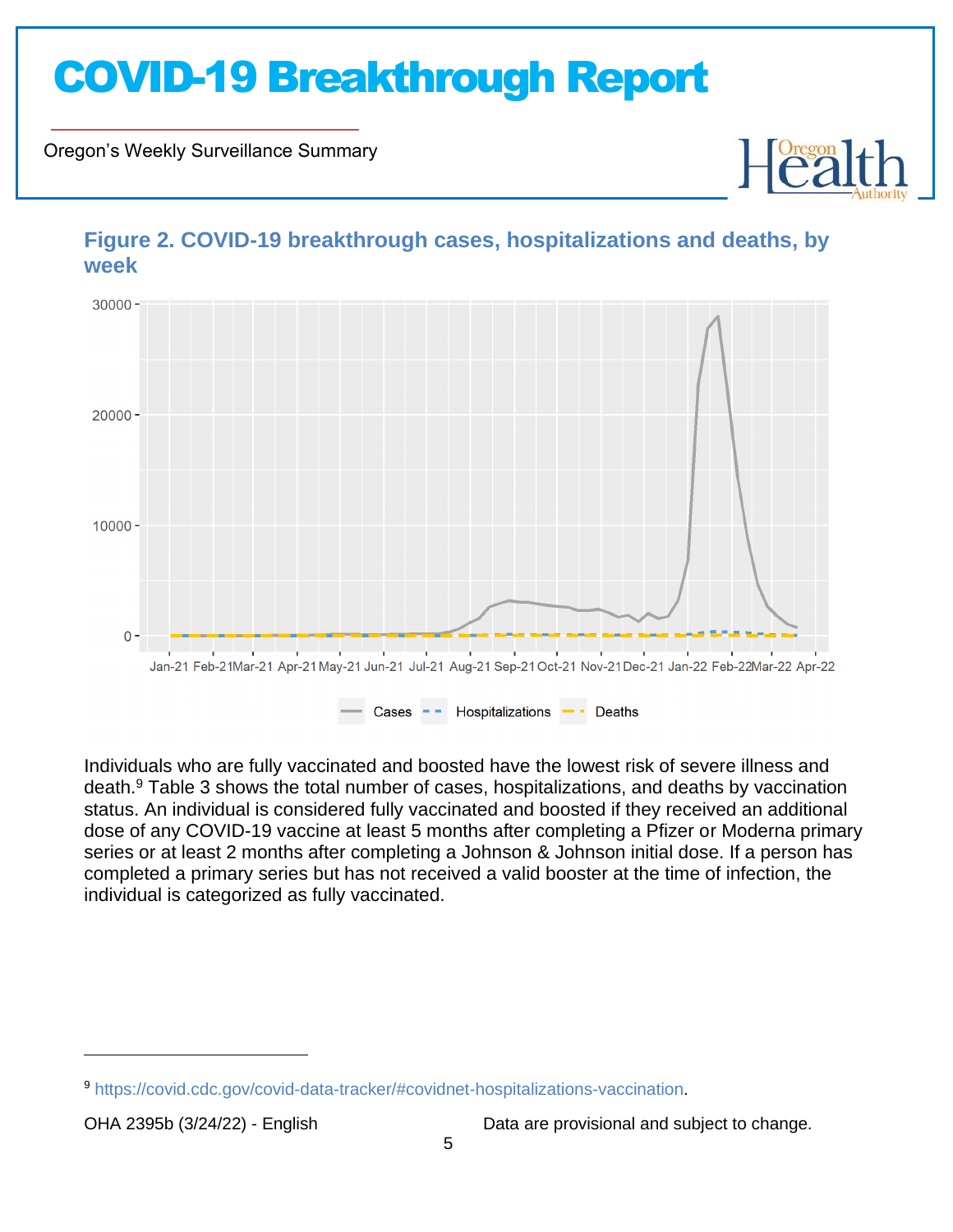### Figure 2. COVID-19 breakthrough cases, hospitalizations and deaths, by week

Individuals who are fully vaccinated and boosted have the lowest risk of severe illness and death.[9] Table 3 shows the total number of cases, hospitalizations, and deaths by vaccination status. An individual is considered fully vaccinated and boosted if they received an additional dose of any COVID-19 vaccine at least 5 months after completing a Pfizer or Moderna primary series or at least 2 months after completing a Johnson & Johnson initial dose. If a person has completed a primary series but has not received a valid booster at the time of infection, the individual is categorized as fully vaccinated.

[9] https://covid.cdc.gov/covid-data-tracker/#covidnet-hospitalizations-vaccination.

OHA 2395b (3/24/22) - English — Data are provisional and subject to change.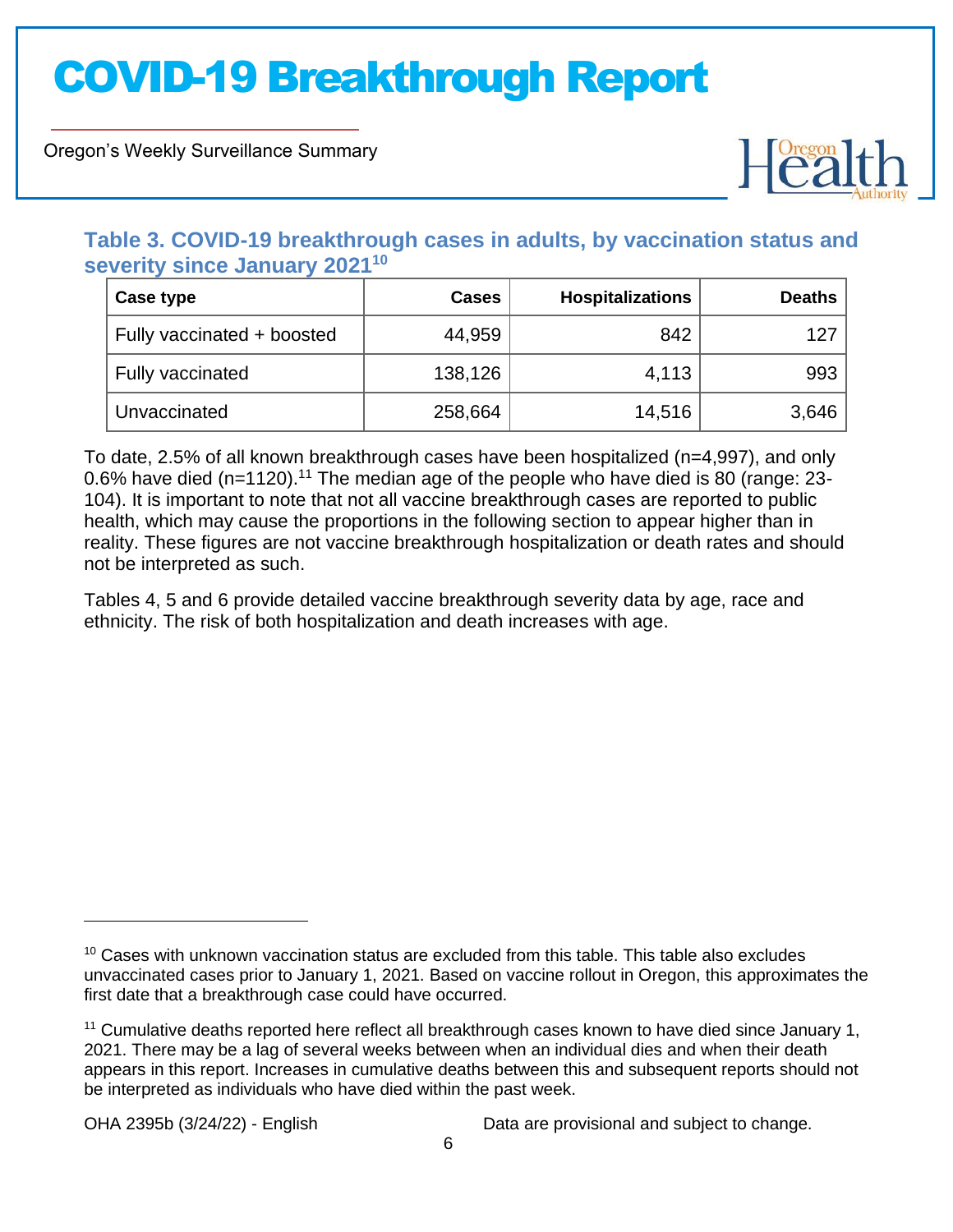### Table 3. COVID-19 breakthrough cases in adults, by vaccination status and severity since January 2021[10]

| Case type | Cases | Hospitalizations | Deaths |
|---|---|---|---|
| Fully vaccinated + boosted | 44,959 | 842 | 127 |
| Fully vaccinated | 138,126 | 4,113 | 993 |
| Unvaccinated | 258,664 | 14,516 | 3,646 |

To date, 2.5% of all known breakthrough cases have been hospitalized (n=4,997), and only 0.6% have died (n=1120).[11] The median age of the people who have died is 80 (range: 23-104). It is important to note that not all vaccine breakthrough cases are reported to public health, which may cause the proportions in the following section to appear higher than in reality. These figures are not vaccine breakthrough hospitalization or death rates and should not be interpreted as such.

Tables 4, 5 and 6 provide detailed vaccine breakthrough severity data by age, race and ethnicity. The risk of both hospitalization and death increases with age.

---

[10] Cases with unknown vaccination status are excluded from this table. This table also excludes unvaccinated cases prior to January 1, 2021. Based on vaccine rollout in Oregon, this approximates the first date that a breakthrough case could have occurred.

[11] Cumulative deaths reported here reflect all breakthrough cases known to have died since January 1, 2021. There may be a lag of several weeks between when an individual dies and when their death appears in this report. Increases in cumulative deaths between this and subsequent reports should not be interpreted as individuals who have died within the past week.

OHA 2395b (3/24/22) - English

Data are provisional and subject to change.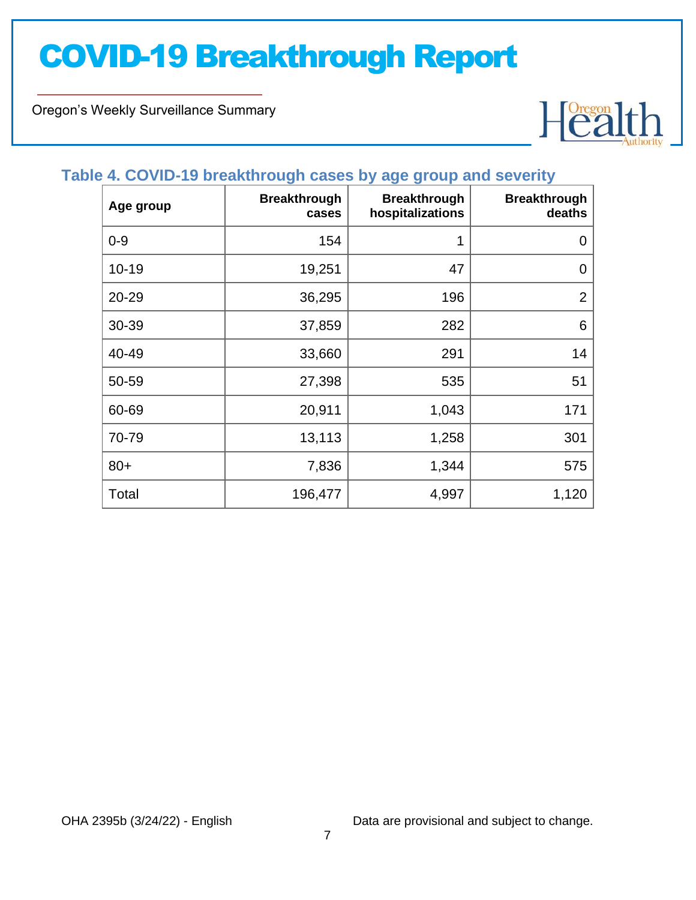### Table 4. COVID-19 breakthrough cases by age group and severity

| Age group | Breakthrough cases | Breakthrough hospitalizations | Breakthrough deaths |
|---|---:|---:|---:|
| 0-9 | 154 | 1 | 0 |
| 10-19 | 19,251 | 47 | 0 |
| 20-29 | 36,295 | 196 | 2 |
| 30-39 | 37,859 | 282 | 6 |
| 40-49 | 33,660 | 291 | 14 |
| 50-59 | 27,398 | 535 | 51 |
| 60-69 | 20,911 | 1,043 | 171 |
| 70-79 | 13,113 | 1,258 | 301 |
| 80+ | 7,836 | 1,344 | 575 |
| Total | 196,477 | 4,997 | 1,120 |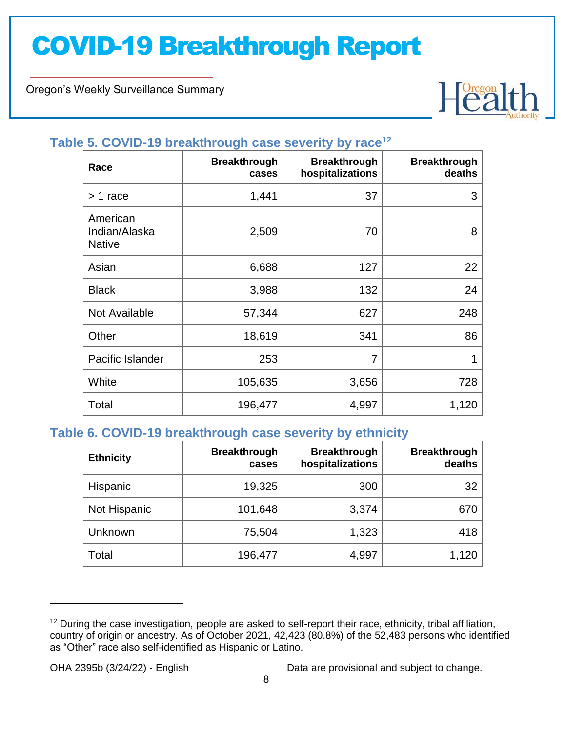### Table 5. COVID-19 breakthrough case severity by race[12]

| Race | Breakthrough cases | Breakthrough hospitalizations | Breakthrough deaths |
|---|---|---|---|
| > 1 race | 1,441 | 37 | 3 |
| American Indian/Alaska Native | 2,509 | 70 | 8 |
| Asian | 6,688 | 127 | 22 |
| Black | 3,988 | 132 | 24 |
| Not Available | 57,344 | 627 | 248 |
| Other | 18,619 | 341 | 86 |
| Pacific Islander | 253 | 7 | 1 |
| White | 105,635 | 3,656 | 728 |
| Total | 196,477 | 4,997 | 1,120 |

### Table 6. COVID-19 breakthrough case severity by ethnicity

| Ethnicity | Breakthrough cases | Breakthrough hospitalizations | Breakthrough deaths |
|---|---|---|---|
| Hispanic | 19,325 | 300 | 32 |
| Not Hispanic | 101,648 | 3,374 | 670 |
| Unknown | 75,504 | 1,323 | 418 |
| Total | 196,477 | 4,997 | 1,120 |

[12] During the case investigation, people are asked to self-report their race, ethnicity, tribal affiliation, country of origin or ancestry. As of October 2021, 42,423 (80.8%) of the 52,483 persons who identified as "Other" race also self-identified as Hispanic or Latino.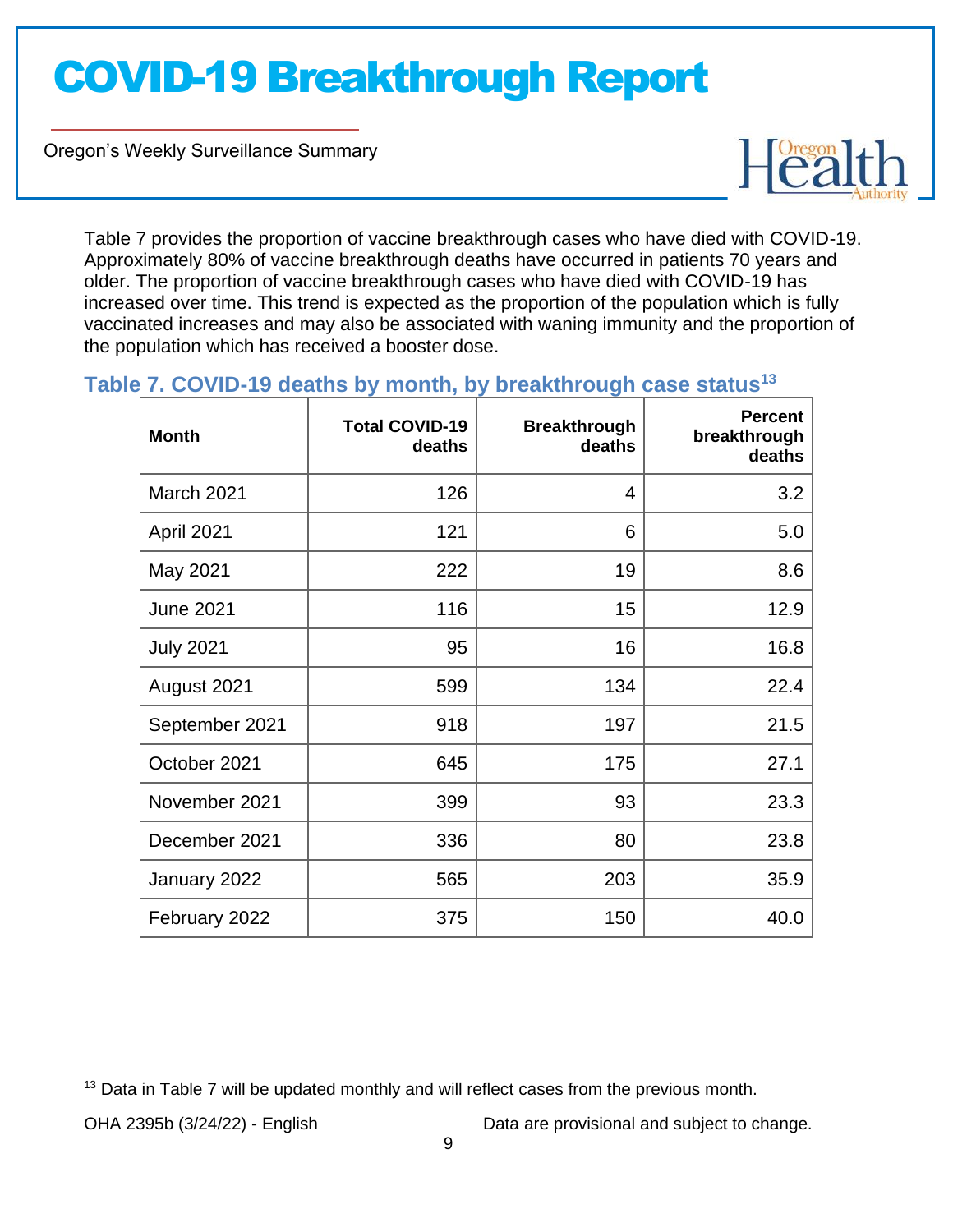Table 7 provides the proportion of vaccine breakthrough cases who have died with COVID-19. Approximately 80% of vaccine breakthrough deaths have occurred in patients 70 years and older. The proportion of vaccine breakthrough cases who have died with COVID-19 has increased over time. This trend is expected as the proportion of the population which is fully vaccinated increases and may also be associated with waning immunity and the proportion of the population which has received a booster dose.

### Table 7. COVID-19 deaths by month, by breakthrough case status[13]

| Month | Total COVID-19 deaths | Breakthrough deaths | Percent breakthrough deaths |
|---|---|---|---|
| March 2021 | 126 | 4 | 3.2 |
| April 2021 | 121 | 6 | 5.0 |
| May 2021 | 222 | 19 | 8.6 |
| June 2021 | 116 | 15 | 12.9 |
| July 2021 | 95 | 16 | 16.8 |
| August 2021 | 599 | 134 | 22.4 |
| September 2021 | 918 | 197 | 21.5 |
| October 2021 | 645 | 175 | 27.1 |
| November 2021 | 399 | 93 | 23.3 |
| December 2021 | 336 | 80 | 23.8 |
| January 2022 | 565 | 203 | 35.9 |
| February 2022 | 375 | 150 | 40.0 |

[13] Data in Table 7 will be updated monthly and will reflect cases from the previous month.

OHA 2395b (3/24/22) - English

Data are provisional and subject to change.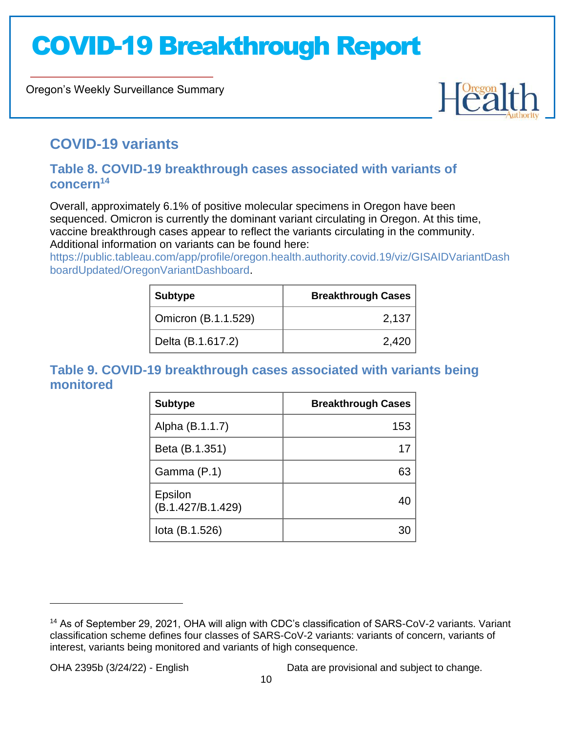## COVID-19 variants

### Table 8. COVID-19 breakthrough cases associated with variants of concern[14]

Overall, approximately 6.1% of positive molecular specimens in Oregon have been sequenced. Omicron is currently the dominant variant circulating in Oregon. At this time, vaccine breakthrough cases appear to reflect the variants circulating in the community. Additional information on variants can be found here: https://public.tableau.com/app/profile/oregon.health.authority.covid.19/viz/GISAIDVariantDashboardUpdated/OregonVariantDashboard.

| Subtype | Breakthrough Cases |
|---|---:|
| Omicron (B.1.1.529) | 2,137 |
| Delta (B.1.617.2) | 2,420 |

### Table 9. COVID-19 breakthrough cases associated with variants being monitored

| Subtype | Breakthrough Cases |
|---|---:|
| Alpha (B.1.1.7) | 153 |
| Beta (B.1.351) | 17 |
| Gamma (P.1) | 63 |
| Epsilon (B.1.427/B.1.429) | 40 |
| Iota (B.1.526) | 30 |

[14] As of September 29, 2021, OHA will align with CDC's classification of SARS-CoV-2 variants. Variant classification scheme defines four classes of SARS-CoV-2 variants: variants of concern, variants of interest, variants being monitored and variants of high consequence.

OHA 2395b (3/24/22) - English Data are provisional and subject to change.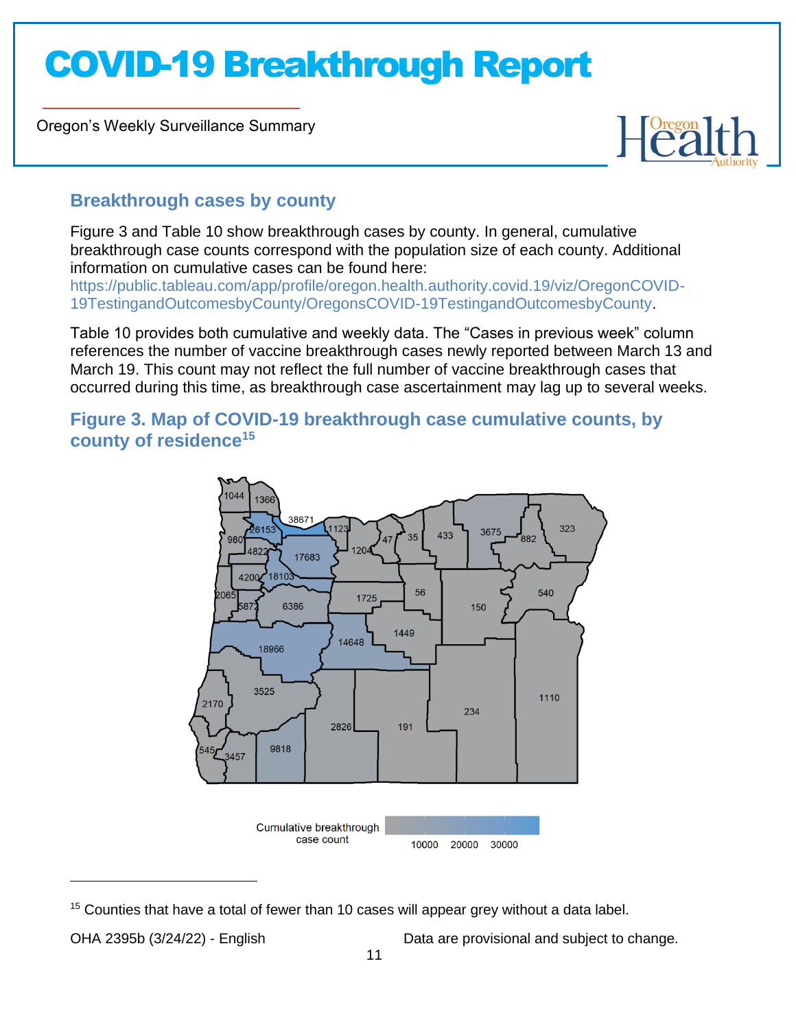## Breakthrough cases by county

Figure 3 and Table 10 show breakthrough cases by county. In general, cumulative breakthrough case counts correspond with the population size of each county. Additional information on cumulative cases can be found here: https://public.tableau.com/app/profile/oregon.health.authority.covid.19/viz/OregonCOVID-19TestingandOutcomesbyCounty/OregonsCOVID-19TestingandOutcomesbyCounty.

Table 10 provides both cumulative and weekly data. The "Cases in previous week" column references the number of vaccine breakthrough cases newly reported between March 13 and March 19. This count may not reflect the full number of vaccine breakthrough cases that occurred during this time, as breakthrough case ascertainment may lag up to several weeks.

### Figure 3. Map of COVID-19 breakthrough case cumulative counts, by county of residence[15]

---

[15] Counties that have a total of fewer than 10 cases will appear grey without a data label.

OHA 2395b (3/24/22) - English

Data are provisional and subject to change.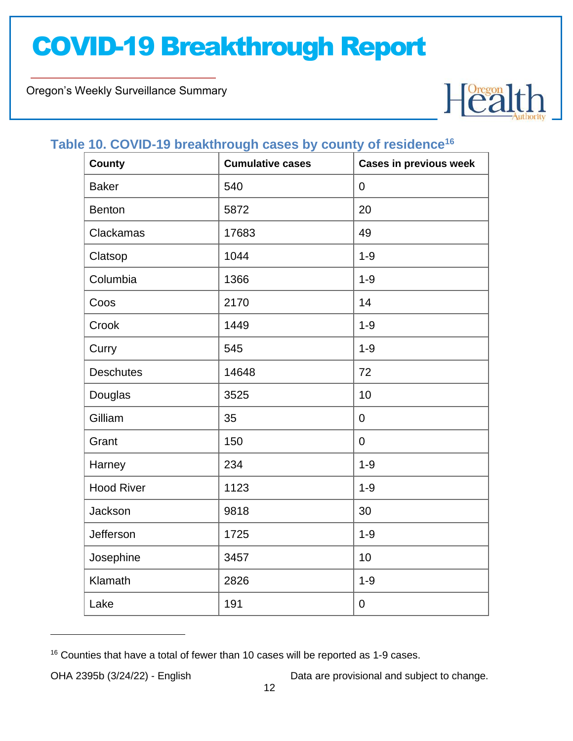## Table 10. COVID-19 breakthrough cases by county of residence[16]

| County | Cumulative cases | Cases in previous week |
|---|---|---|
| Baker | 540 | 0 |
| Benton | 5872 | 20 |
| Clackamas | 17683 | 49 |
| Clatsop | 1044 | 1-9 |
| Columbia | 1366 | 1-9 |
| Coos | 2170 | 14 |
| Crook | 1449 | 1-9 |
| Curry | 545 | 1-9 |
| Deschutes | 14648 | 72 |
| Douglas | 3525 | 10 |
| Gilliam | 35 | 0 |
| Grant | 150 | 0 |
| Harney | 234 | 1-9 |
| Hood River | 1123 | 1-9 |
| Jackson | 9818 | 30 |
| Jefferson | 1725 | 1-9 |
| Josephine | 3457 | 10 |
| Klamath | 2826 | 1-9 |
| Lake | 191 | 0 |

[16] Counties that have a total of fewer than 10 cases will be reported as 1-9 cases.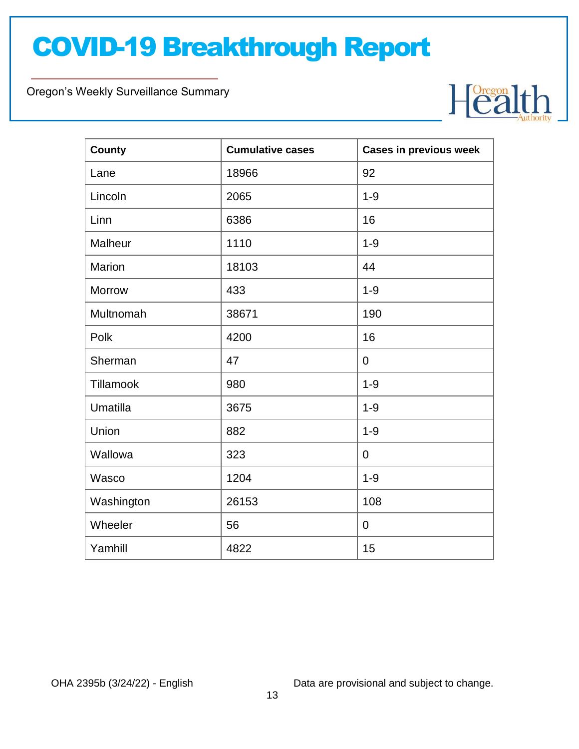| County | Cumulative cases | Cases in previous week |
|---|---|---|
| Lane | 18966 | 92 |
| Lincoln | 2065 | 1-9 |
| Linn | 6386 | 16 |
| Malheur | 1110 | 1-9 |
| Marion | 18103 | 44 |
| Morrow | 433 | 1-9 |
| Multnomah | 38671 | 190 |
| Polk | 4200 | 16 |
| Sherman | 47 | 0 |
| Tillamook | 980 | 1-9 |
| Umatilla | 3675 | 1-9 |
| Union | 882 | 1-9 |
| Wallowa | 323 | 0 |
| Wasco | 1204 | 1-9 |
| Washington | 26153 | 108 |
| Wheeler | 56 | 0 |
| Yamhill | 4822 | 15 |